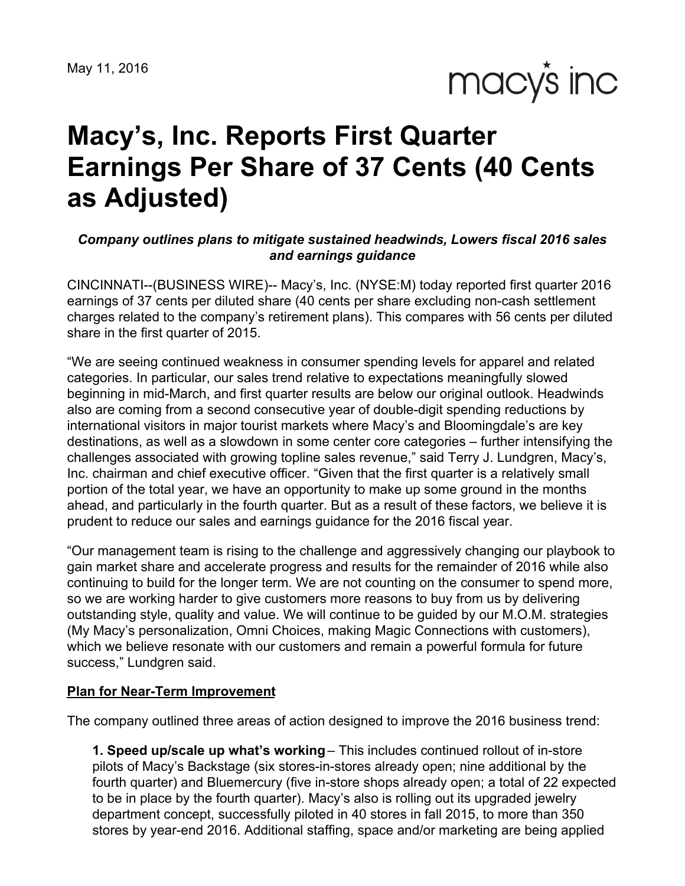May 11, 2016

macy's inc

# Macy's, Inc. Reports First Quarter Earnings Per Share of 37 Cents (40 Cents as Adjusted)

***Company outlines plans to mitigate sustained headwinds, Lowers fiscal 2016 sales and earnings guidance***

CINCINNATI--(BUSINESS WIRE)-- Macy's, Inc. (NYSE:M) today reported first quarter 2016 earnings of 37 cents per diluted share (40 cents per share excluding non-cash settlement charges related to the company's retirement plans). This compares with 56 cents per diluted share in the first quarter of 2015.

"We are seeing continued weakness in consumer spending levels for apparel and related categories. In particular, our sales trend relative to expectations meaningfully slowed beginning in mid-March, and first quarter results are below our original outlook. Headwinds also are coming from a second consecutive year of double-digit spending reductions by international visitors in major tourist markets where Macy's and Bloomingdale's are key destinations, as well as a slowdown in some center core categories – further intensifying the challenges associated with growing topline sales revenue," said Terry J. Lundgren, Macy's, Inc. chairman and chief executive officer. "Given that the first quarter is a relatively small portion of the total year, we have an opportunity to make up some ground in the months ahead, and particularly in the fourth quarter. But as a result of these factors, we believe it is prudent to reduce our sales and earnings guidance for the 2016 fiscal year.

"Our management team is rising to the challenge and aggressively changing our playbook to gain market share and accelerate progress and results for the remainder of 2016 while also continuing to build for the longer term. We are not counting on the consumer to spend more, so we are working harder to give customers more reasons to buy from us by delivering outstanding style, quality and value. We will continue to be guided by our M.O.M. strategies (My Macy's personalization, Omni Choices, making Magic Connections with customers), which we believe resonate with our customers and remain a powerful formula for future success," Lundgren said.

**Plan for Near-Term Improvement**

The company outlined three areas of action designed to improve the 2016 business trend:

**1. Speed up/scale up what's working** – This includes continued rollout of in-store pilots of Macy's Backstage (six stores-in-stores already open; nine additional by the fourth quarter) and Bluemercury (five in-store shops already open; a total of 22 expected to be in place by the fourth quarter). Macy's also is rolling out its upgraded jewelry department concept, successfully piloted in 40 stores in fall 2015, to more than 350 stores by year-end 2016. Additional staffing, space and/or marketing are being applied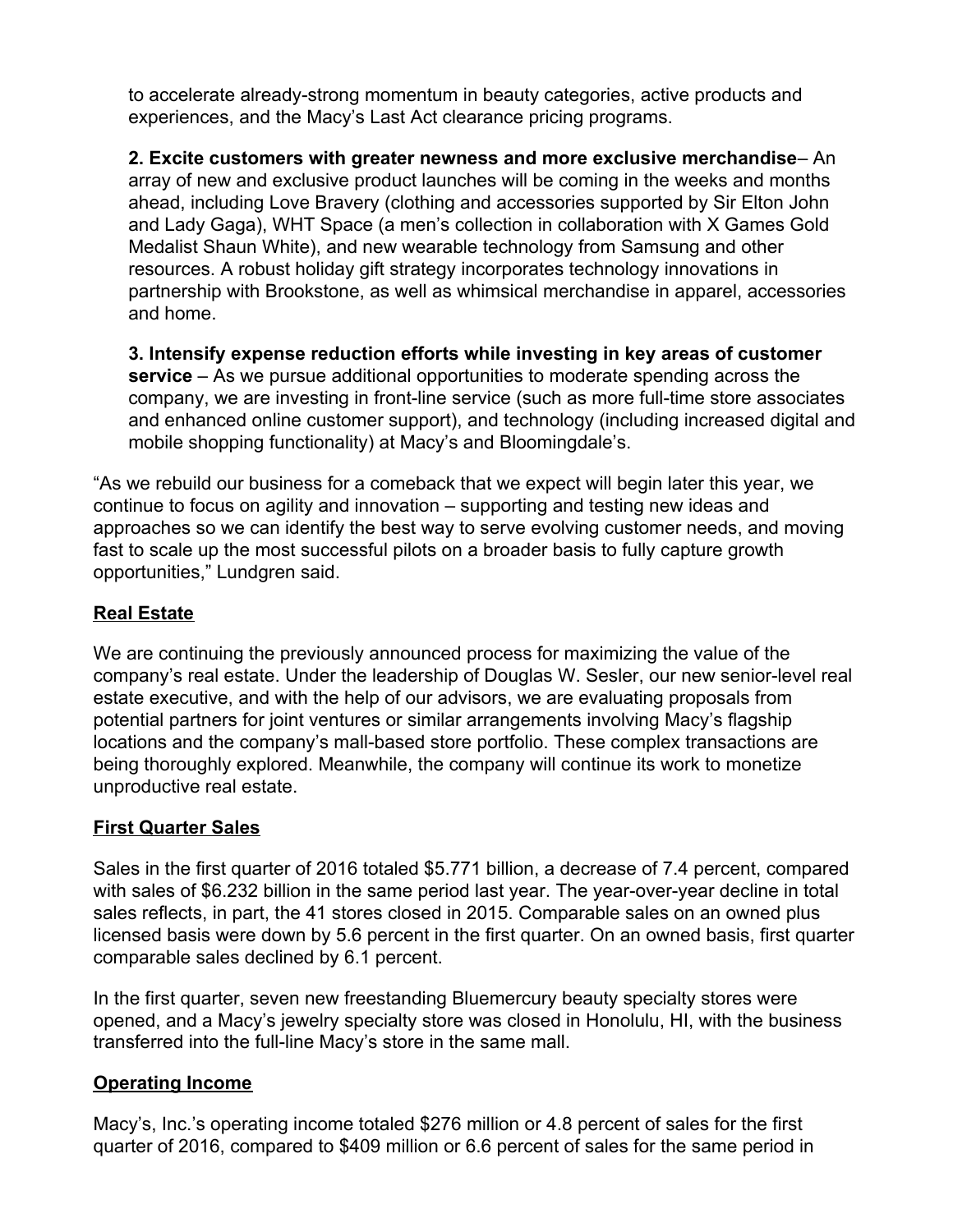to accelerate already-strong momentum in beauty categories, active products and experiences, and the Macy's Last Act clearance pricing programs.

**2. Excite customers with greater newness and more exclusive merchandise**– An array of new and exclusive product launches will be coming in the weeks and months ahead, including Love Bravery (clothing and accessories supported by Sir Elton John and Lady Gaga), WHT Space (a men's collection in collaboration with X Games Gold Medalist Shaun White), and new wearable technology from Samsung and other resources. A robust holiday gift strategy incorporates technology innovations in partnership with Brookstone, as well as whimsical merchandise in apparel, accessories and home.

**3. Intensify expense reduction efforts while investing in key areas of customer service** – As we pursue additional opportunities to moderate spending across the company, we are investing in front-line service (such as more full-time store associates and enhanced online customer support), and technology (including increased digital and mobile shopping functionality) at Macy's and Bloomingdale's.

"As we rebuild our business for a comeback that we expect will begin later this year, we continue to focus on agility and innovation – supporting and testing new ideas and approaches so we can identify the best way to serve evolving customer needs, and moving fast to scale up the most successful pilots on a broader basis to fully capture growth opportunities," Lundgren said.

## Real Estate

We are continuing the previously announced process for maximizing the value of the company's real estate. Under the leadership of Douglas W. Sesler, our new senior-level real estate executive, and with the help of our advisors, we are evaluating proposals from potential partners for joint ventures or similar arrangements involving Macy's flagship locations and the company's mall-based store portfolio. These complex transactions are being thoroughly explored. Meanwhile, the company will continue its work to monetize unproductive real estate.

## First Quarter Sales

Sales in the first quarter of 2016 totaled $5.771 billion, a decrease of 7.4 percent, compared with sales of $6.232 billion in the same period last year. The year-over-year decline in total sales reflects, in part, the 41 stores closed in 2015. Comparable sales on an owned plus licensed basis were down by 5.6 percent in the first quarter. On an owned basis, first quarter comparable sales declined by 6.1 percent.

In the first quarter, seven new freestanding Bluemercury beauty specialty stores were opened, and a Macy's jewelry specialty store was closed in Honolulu, HI, with the business transferred into the full-line Macy's store in the same mall.

## Operating Income

Macy's, Inc.'s operating income totaled $276 million or 4.8 percent of sales for the first quarter of 2016, compared to $409 million or 6.6 percent of sales for the same period in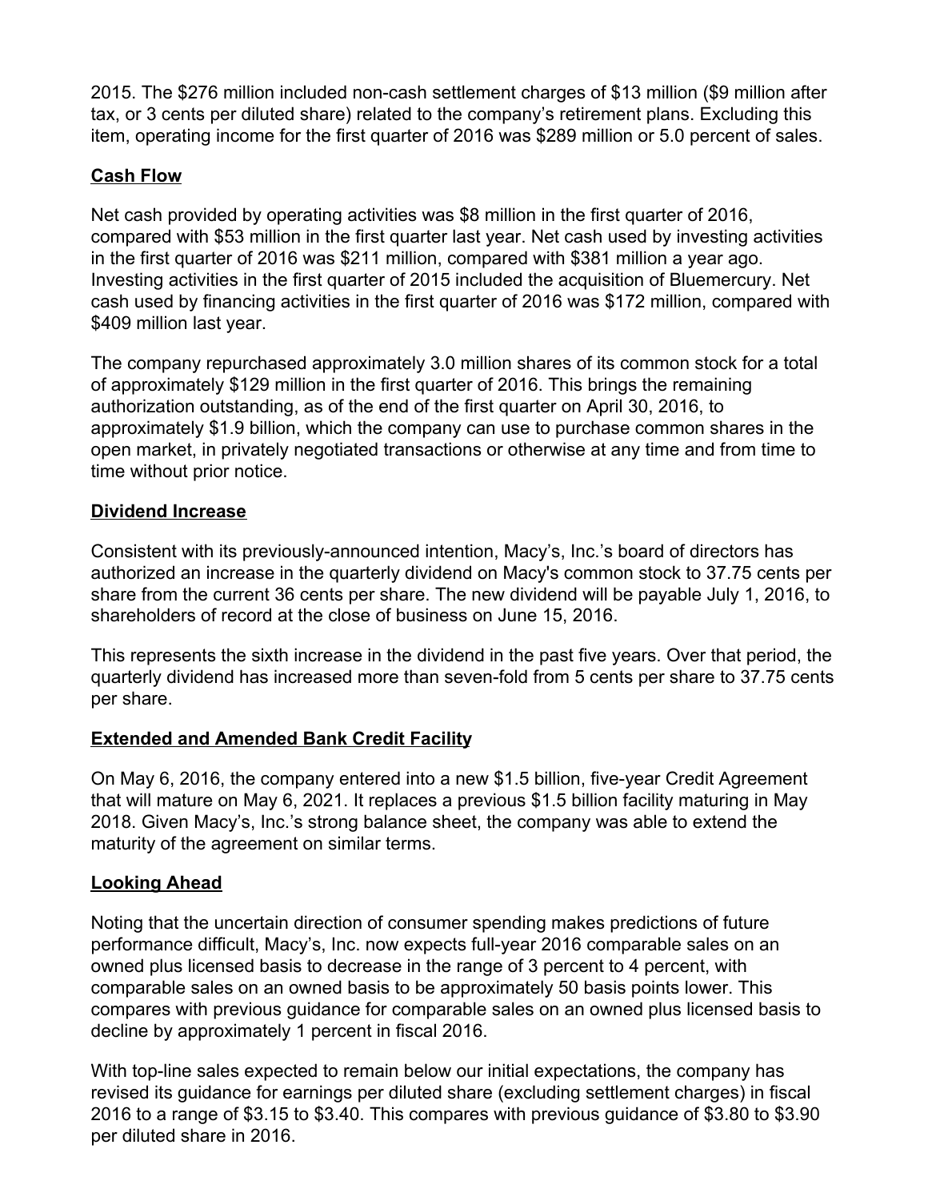2015. The $276 million included non-cash settlement charges of $13 million ($9 million after tax, or 3 cents per diluted share) related to the company's retirement plans. Excluding this item, operating income for the first quarter of 2016 was $289 million or 5.0 percent of sales.

## Cash Flow

Net cash provided by operating activities was $8 million in the first quarter of 2016, compared with $53 million in the first quarter last year. Net cash used by investing activities in the first quarter of 2016 was $211 million, compared with $381 million a year ago. Investing activities in the first quarter of 2015 included the acquisition of Bluemercury. Net cash used by financing activities in the first quarter of 2016 was $172 million, compared with $409 million last year.

The company repurchased approximately 3.0 million shares of its common stock for a total of approximately $129 million in the first quarter of 2016. This brings the remaining authorization outstanding, as of the end of the first quarter on April 30, 2016, to approximately $1.9 billion, which the company can use to purchase common shares in the open market, in privately negotiated transactions or otherwise at any time and from time to time without prior notice.

## Dividend Increase

Consistent with its previously-announced intention, Macy's, Inc.'s board of directors has authorized an increase in the quarterly dividend on Macy's common stock to 37.75 cents per share from the current 36 cents per share. The new dividend will be payable July 1, 2016, to shareholders of record at the close of business on June 15, 2016.

This represents the sixth increase in the dividend in the past five years. Over that period, the quarterly dividend has increased more than seven-fold from 5 cents per share to 37.75 cents per share.

## Extended and Amended Bank Credit Facility

On May 6, 2016, the company entered into a new $1.5 billion, five-year Credit Agreement that will mature on May 6, 2021. It replaces a previous $1.5 billion facility maturing in May 2018. Given Macy's, Inc.'s strong balance sheet, the company was able to extend the maturity of the agreement on similar terms.

## Looking Ahead

Noting that the uncertain direction of consumer spending makes predictions of future performance difficult, Macy's, Inc. now expects full-year 2016 comparable sales on an owned plus licensed basis to decrease in the range of 3 percent to 4 percent, with comparable sales on an owned basis to be approximately 50 basis points lower. This compares with previous guidance for comparable sales on an owned plus licensed basis to decline by approximately 1 percent in fiscal 2016.

With top-line sales expected to remain below our initial expectations, the company has revised its guidance for earnings per diluted share (excluding settlement charges) in fiscal 2016 to a range of $3.15 to $3.40. This compares with previous guidance of $3.80 to $3.90 per diluted share in 2016.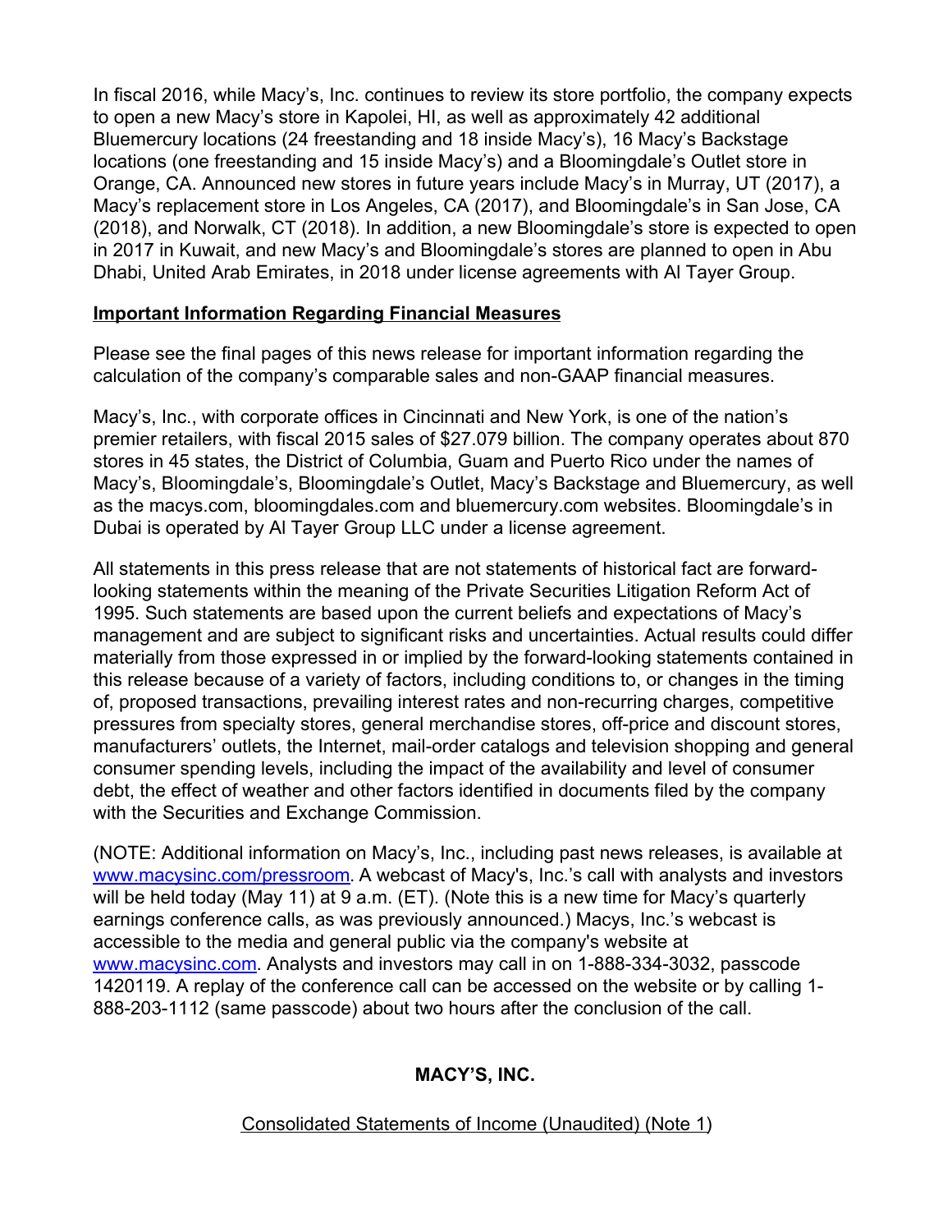In fiscal 2016, while Macy's, Inc. continues to review its store portfolio, the company expects to open a new Macy's store in Kapolei, HI, as well as approximately 42 additional Bluemercury locations (24 freestanding and 18 inside Macy's), 16 Macy's Backstage locations (one freestanding and 15 inside Macy's) and a Bloomingdale's Outlet store in Orange, CA. Announced new stores in future years include Macy's in Murray, UT (2017), a Macy's replacement store in Los Angeles, CA (2017), and Bloomingdale's in San Jose, CA (2018), and Norwalk, CT (2018). In addition, a new Bloomingdale's store is expected to open in 2017 in Kuwait, and new Macy's and Bloomingdale's stores are planned to open in Abu Dhabi, United Arab Emirates, in 2018 under license agreements with Al Tayer Group.

**Important Information Regarding Financial Measures**

Please see the final pages of this news release for important information regarding the calculation of the company's comparable sales and non-GAAP financial measures.

Macy's, Inc., with corporate offices in Cincinnati and New York, is one of the nation's premier retailers, with fiscal 2015 sales of $27.079 billion. The company operates about 870 stores in 45 states, the District of Columbia, Guam and Puerto Rico under the names of Macy's, Bloomingdale's, Bloomingdale's Outlet, Macy's Backstage and Bluemercury, as well as the macys.com, bloomingdales.com and bluemercury.com websites. Bloomingdale's in Dubai is operated by Al Tayer Group LLC under a license agreement.

All statements in this press release that are not statements of historical fact are forward-looking statements within the meaning of the Private Securities Litigation Reform Act of 1995. Such statements are based upon the current beliefs and expectations of Macy's management and are subject to significant risks and uncertainties. Actual results could differ materially from those expressed in or implied by the forward-looking statements contained in this release because of a variety of factors, including conditions to, or changes in the timing of, proposed transactions, prevailing interest rates and non-recurring charges, competitive pressures from specialty stores, general merchandise stores, off-price and discount stores, manufacturers' outlets, the Internet, mail-order catalogs and television shopping and general consumer spending levels, including the impact of the availability and level of consumer debt, the effect of weather and other factors identified in documents filed by the company with the Securities and Exchange Commission.

(NOTE: Additional information on Macy's, Inc., including past news releases, is available at www.macysinc.com/pressroom. A webcast of Macy's, Inc.'s call with analysts and investors will be held today (May 11) at 9 a.m. (ET). (Note this is a new time for Macy's quarterly earnings conference calls, as was previously announced.) Macys, Inc.'s webcast is accessible to the media and general public via the company's website at www.macysinc.com. Analysts and investors may call in on 1-888-334-3032, passcode 1420119. A replay of the conference call can be accessed on the website or by calling 1-888-203-1112 (same passcode) about two hours after the conclusion of the call.

**MACY'S, INC.**

Consolidated Statements of Income (Unaudited) (Note 1)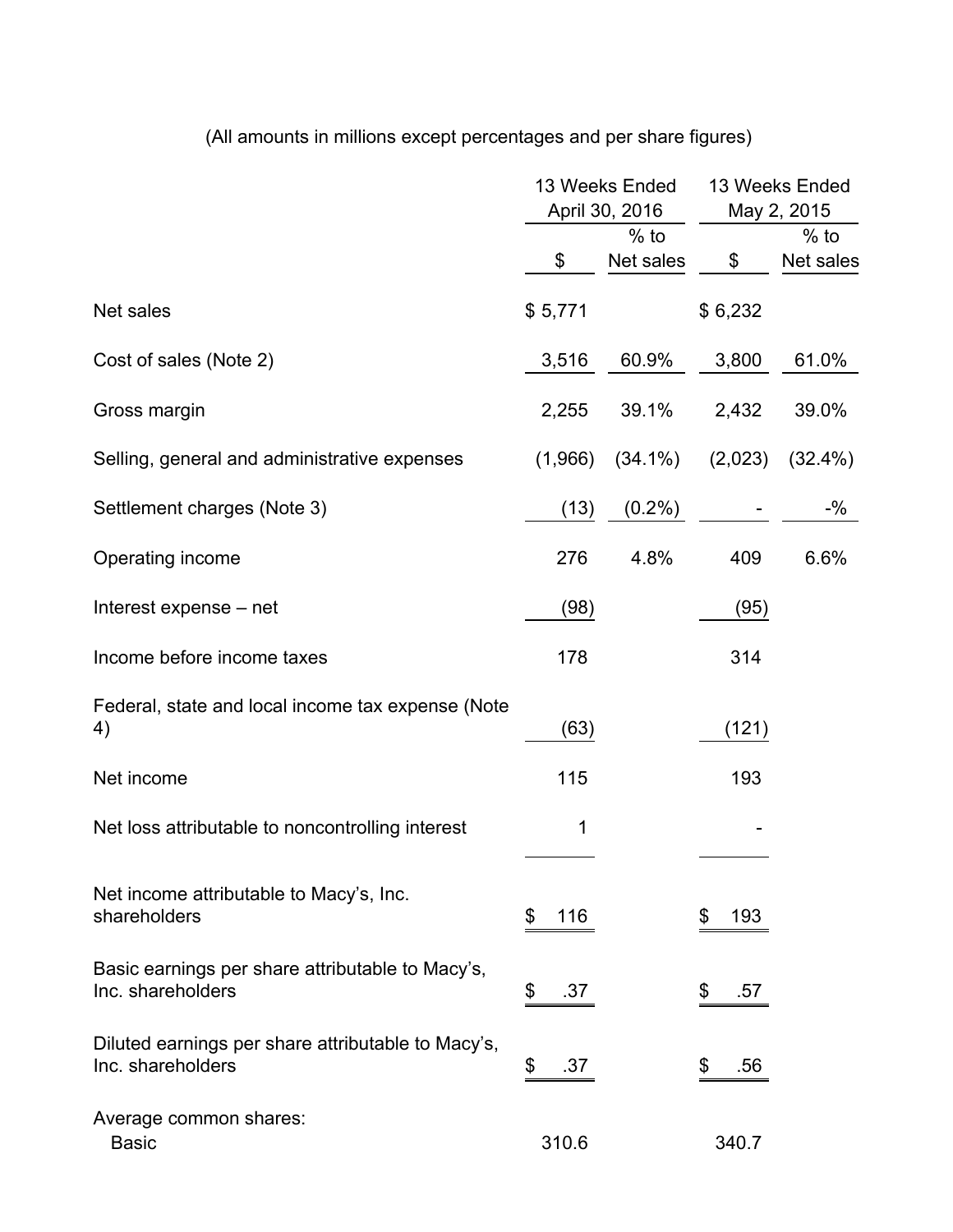(All amounts in millions except percentages and per share figures)

| | 13 Weeks Ended April 30, 2016 | | 13 Weeks Ended May 2, 2015 | |
|---|---|---|---|---|
| | $ | % to Net sales | $ | % to Net sales |
| Net sales | $ 5,771 | | $ 6,232 | |
| Cost of sales (Note 2) | 3,516 | 60.9% | 3,800 | 61.0% |
| Gross margin | 2,255 | 39.1% | 2,432 | 39.0% |
| Selling, general and administrative expenses | (1,966) | (34.1%) | (2,023) | (32.4%) |
| Settlement charges (Note 3) | (13) | (0.2%) | - | -% |
| Operating income | 276 | 4.8% | 409 | 6.6% |
| Interest expense – net | (98) | | (95) | |
| Income before income taxes | 178 | | 314 | |
| Federal, state and local income tax expense (Note 4) | (63) | | (121) | |
| Net income | 115 | | 193 | |
| Net loss attributable to noncontrolling interest | 1 | | - | |
| Net income attributable to Macy's, Inc. shareholders | $ 116 | | $ 193 | |
| Basic earnings per share attributable to Macy's, Inc. shareholders | $ .37 | | $ .57 | |
| Diluted earnings per share attributable to Macy's, Inc. shareholders | $ .37 | | $ .56 | |
| Average common shares: | | | | |
| Basic | 310.6 | | 340.7 | |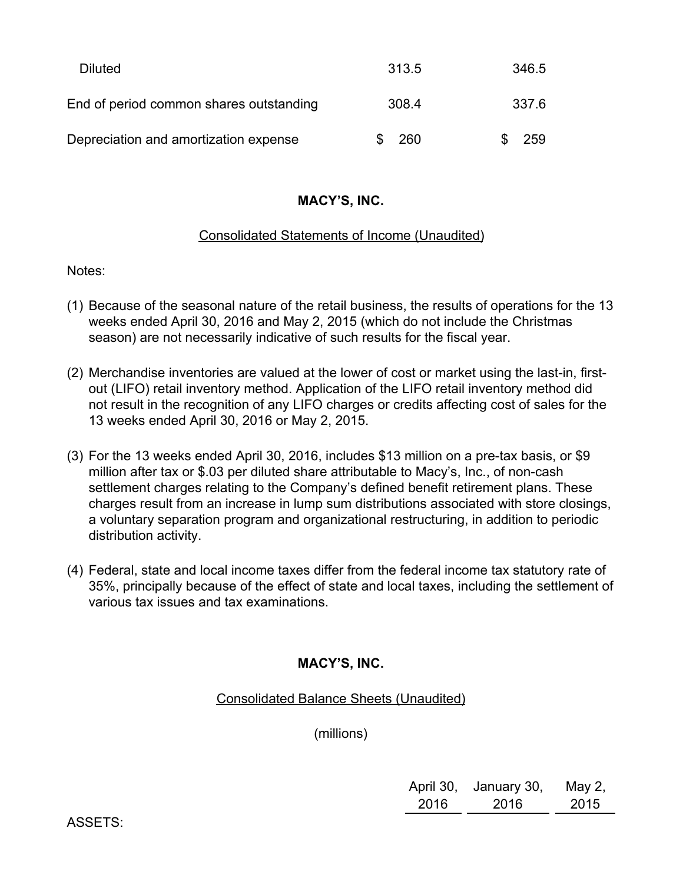| | | |
|---|---|---|
| Diluted | 313.5 | 346.5 |
| End of period common shares outstanding | 308.4 | 337.6 |
| Depreciation and amortization expense | $ 260 | $ 259 |

**MACY'S, INC.**

Consolidated Statements of Income (Unaudited)

Notes:

(1) Because of the seasonal nature of the retail business, the results of operations for the 13 weeks ended April 30, 2016 and May 2, 2015 (which do not include the Christmas season) are not necessarily indicative of such results for the fiscal year.

(2) Merchandise inventories are valued at the lower of cost or market using the last-in, first-out (LIFO) retail inventory method. Application of the LIFO retail inventory method did not result in the recognition of any LIFO charges or credits affecting cost of sales for the 13 weeks ended April 30, 2016 or May 2, 2015.

(3) For the 13 weeks ended April 30, 2016, includes $13 million on a pre-tax basis, or $9 million after tax or $.03 per diluted share attributable to Macy's, Inc., of non-cash settlement charges relating to the Company's defined benefit retirement plans. These charges result from an increase in lump sum distributions associated with store closings, a voluntary separation program and organizational restructuring, in addition to periodic distribution activity.

(4) Federal, state and local income taxes differ from the federal income tax statutory rate of 35%, principally because of the effect of state and local taxes, including the settlement of various tax issues and tax examinations.

**MACY'S, INC.**

Consolidated Balance Sheets (Unaudited)

(millions)

| | April 30, 2016 | January 30, 2016 | May 2, 2015 |
|---|---|---|---|
| ASSETS: | | | |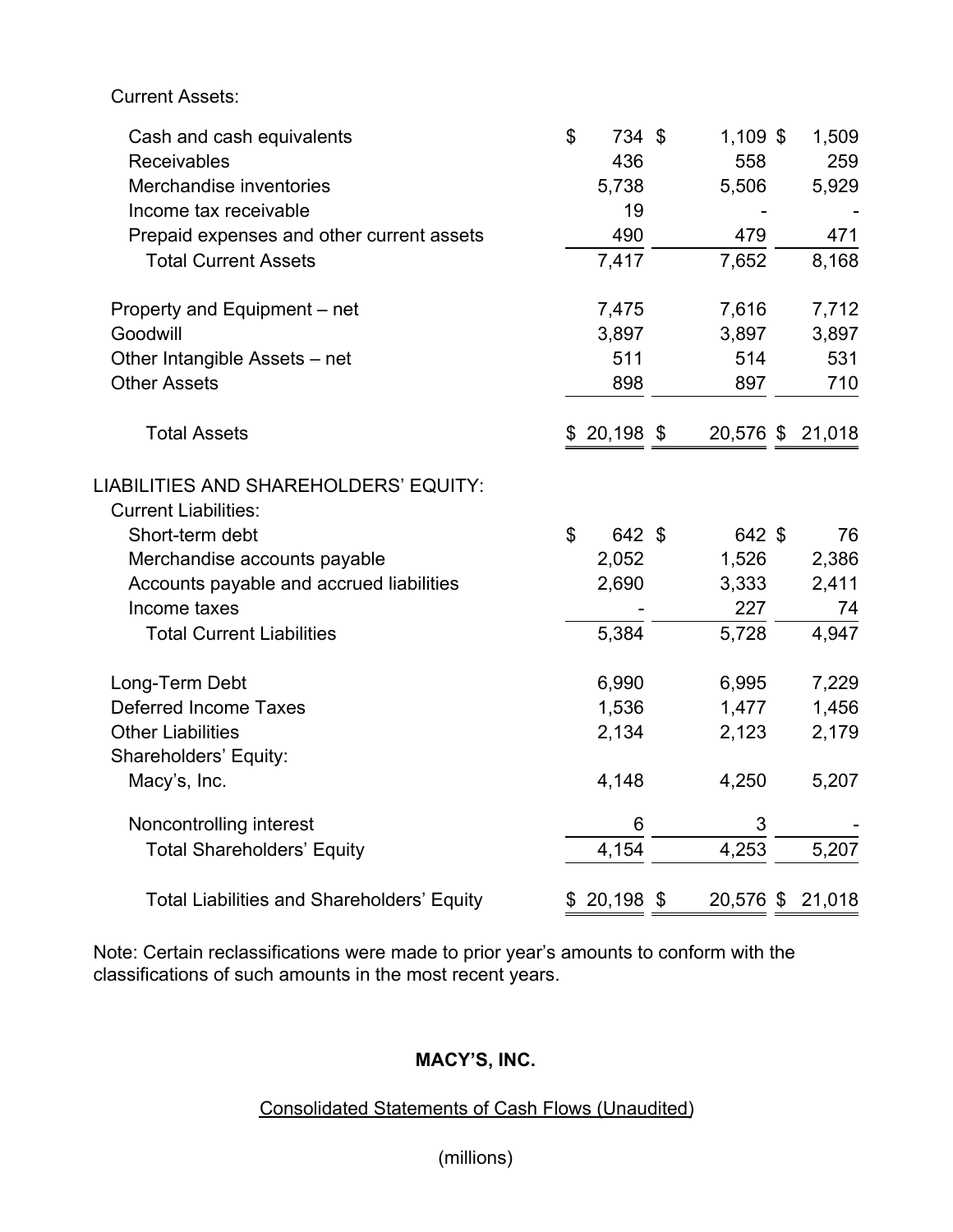| | | | |
|---|---|---|---|
| Current Assets: | | | |
| Cash and cash equivalents | $ 734 | $ 1,109 | $ 1,509 |
| Receivables | 436 | 558 | 259 |
| Merchandise inventories | 5,738 | 5,506 | 5,929 |
| Income tax receivable | 19 | - | - |
| Prepaid expenses and other current assets | 490 | 479 | 471 |
| Total Current Assets | 7,417 | 7,652 | 8,168 |
| | | | |
| Property and Equipment – net | 7,475 | 7,616 | 7,712 |
| Goodwill | 3,897 | 3,897 | 3,897 |
| Other Intangible Assets – net | 511 | 514 | 531 |
| Other Assets | 898 | 897 | 710 |
| | | | |
| Total Assets | $ 20,198 | $ 20,576 | $ 21,018 |
| | | | |
| LIABILITIES AND SHAREHOLDERS' EQUITY: | | | |
| Current Liabilities: | | | |
| Short-term debt | $ 642 | $ 642 | $ 76 |
| Merchandise accounts payable | 2,052 | 1,526 | 2,386 |
| Accounts payable and accrued liabilities | 2,690 | 3,333 | 2,411 |
| Income taxes | - | 227 | 74 |
| Total Current Liabilities | 5,384 | 5,728 | 4,947 |
| | | | |
| Long-Term Debt | 6,990 | 6,995 | 7,229 |
| Deferred Income Taxes | 1,536 | 1,477 | 1,456 |
| Other Liabilities | 2,134 | 2,123 | 2,179 |
| Shareholders' Equity: | | | |
| Macy's, Inc. | 4,148 | 4,250 | 5,207 |
| | | | |
| Noncontrolling interest | 6 | 3 | - |
| Total Shareholders' Equity | 4,154 | 4,253 | 5,207 |
| | | | |
| Total Liabilities and Shareholders' Equity | $ 20,198 | $ 20,576 | $ 21,018 |

Note: Certain reclassifications were made to prior year's amounts to conform with the classifications of such amounts in the most recent years.

**MACY'S, INC.**

Consolidated Statements of Cash Flows (Unaudited)

(millions)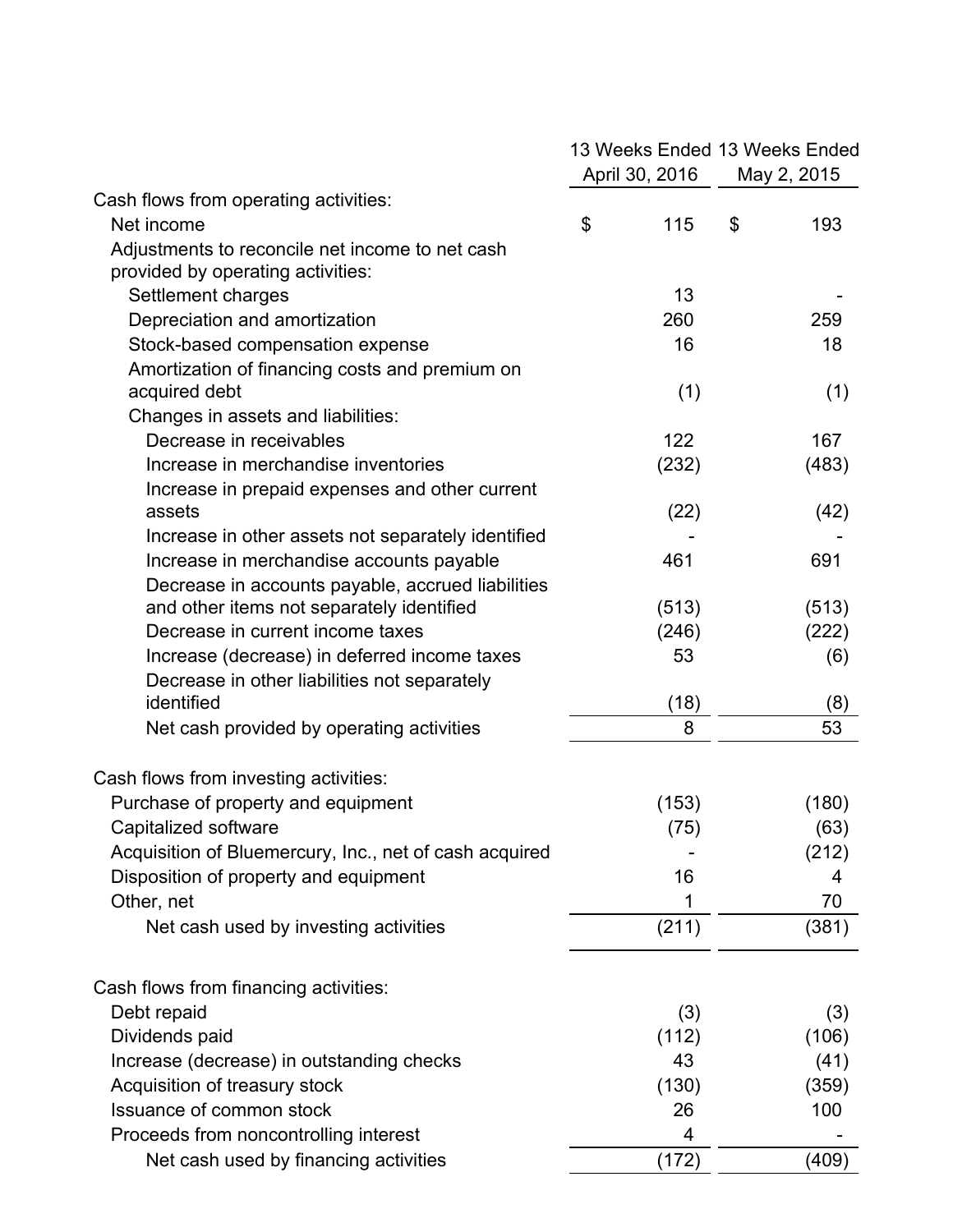| | 13 Weeks Ended April 30, 2016 | 13 Weeks Ended May 2, 2015 |
|---|---|---|
| Cash flows from operating activities: | | |
| Net income | $ 115 | $ 193 |
| Adjustments to reconcile net income to net cash provided by operating activities: | | |
| Settlement charges | 13 | - |
| Depreciation and amortization | 260 | 259 |
| Stock-based compensation expense | 16 | 18 |
| Amortization of financing costs and premium on acquired debt | (1) | (1) |
| Changes in assets and liabilities: | | |
| Decrease in receivables | 122 | 167 |
| Increase in merchandise inventories | (232) | (483) |
| Increase in prepaid expenses and other current assets | (22) | (42) |
| Increase in other assets not separately identified | - | - |
| Increase in merchandise accounts payable | 461 | 691 |
| Decrease in accounts payable, accrued liabilities and other items not separately identified | (513) | (513) |
| Decrease in current income taxes | (246) | (222) |
| Increase (decrease) in deferred income taxes | 53 | (6) |
| Decrease in other liabilities not separately identified | (18) | (8) |
| Net cash provided by operating activities | 8 | 53 |
| | | |
| Cash flows from investing activities: | | |
| Purchase of property and equipment | (153) | (180) |
| Capitalized software | (75) | (63) |
| Acquisition of Bluemercury, Inc., net of cash acquired | - | (212) |
| Disposition of property and equipment | 16 | 4 |
| Other, net | 1 | 70 |
| Net cash used by investing activities | (211) | (381) |
| | | |
| Cash flows from financing activities: | | |
| Debt repaid | (3) | (3) |
| Dividends paid | (112) | (106) |
| Increase (decrease) in outstanding checks | 43 | (41) |
| Acquisition of treasury stock | (130) | (359) |
| Issuance of common stock | 26 | 100 |
| Proceeds from noncontrolling interest | 4 | - |
| Net cash used by financing activities | (172) | (409) |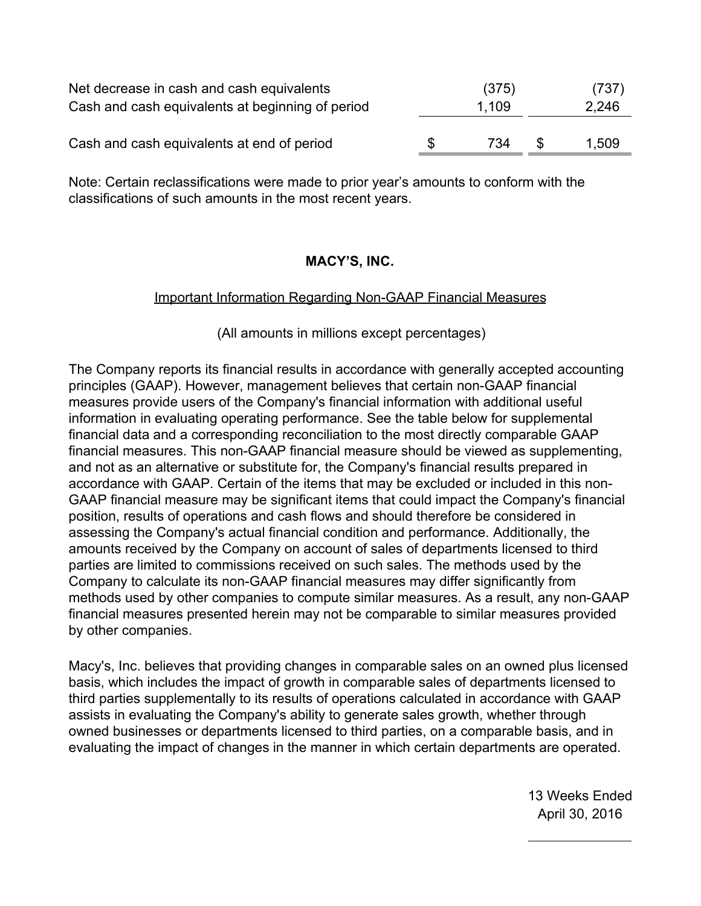| | | |
|---|---|---|
| Net decrease in cash and cash equivalents | (375) | (737) |
| Cash and cash equivalents at beginning of period | 1,109 | 2,246 |
| Cash and cash equivalents at end of period | $ 734 | $ 1,509 |

Note: Certain reclassifications were made to prior year's amounts to conform with the classifications of such amounts in the most recent years.

**MACY'S, INC.**

Important Information Regarding Non-GAAP Financial Measures

(All amounts in millions except percentages)

The Company reports its financial results in accordance with generally accepted accounting principles (GAAP). However, management believes that certain non-GAAP financial measures provide users of the Company's financial information with additional useful information in evaluating operating performance. See the table below for supplemental financial data and a corresponding reconciliation to the most directly comparable GAAP financial measures. This non-GAAP financial measure should be viewed as supplementing, and not as an alternative or substitute for, the Company's financial results prepared in accordance with GAAP. Certain of the items that may be excluded or included in this non-GAAP financial measure may be significant items that could impact the Company's financial position, results of operations and cash flows and should therefore be considered in assessing the Company's actual financial condition and performance. Additionally, the amounts received by the Company on account of sales of departments licensed to third parties are limited to commissions received on such sales. The methods used by the Company to calculate its non-GAAP financial measures may differ significantly from methods used by other companies to compute similar measures. As a result, any non-GAAP financial measures presented herein may not be comparable to similar measures provided by other companies.

Macy's, Inc. believes that providing changes in comparable sales on an owned plus licensed basis, which includes the impact of growth in comparable sales of departments licensed to third parties supplementally to its results of operations calculated in accordance with GAAP assists in evaluating the Company's ability to generate sales growth, whether through owned businesses or departments licensed to third parties, on a comparable basis, and in evaluating the impact of changes in the manner in which certain departments are operated.

| | 13 Weeks Ended April 30, 2016 |
|---|---|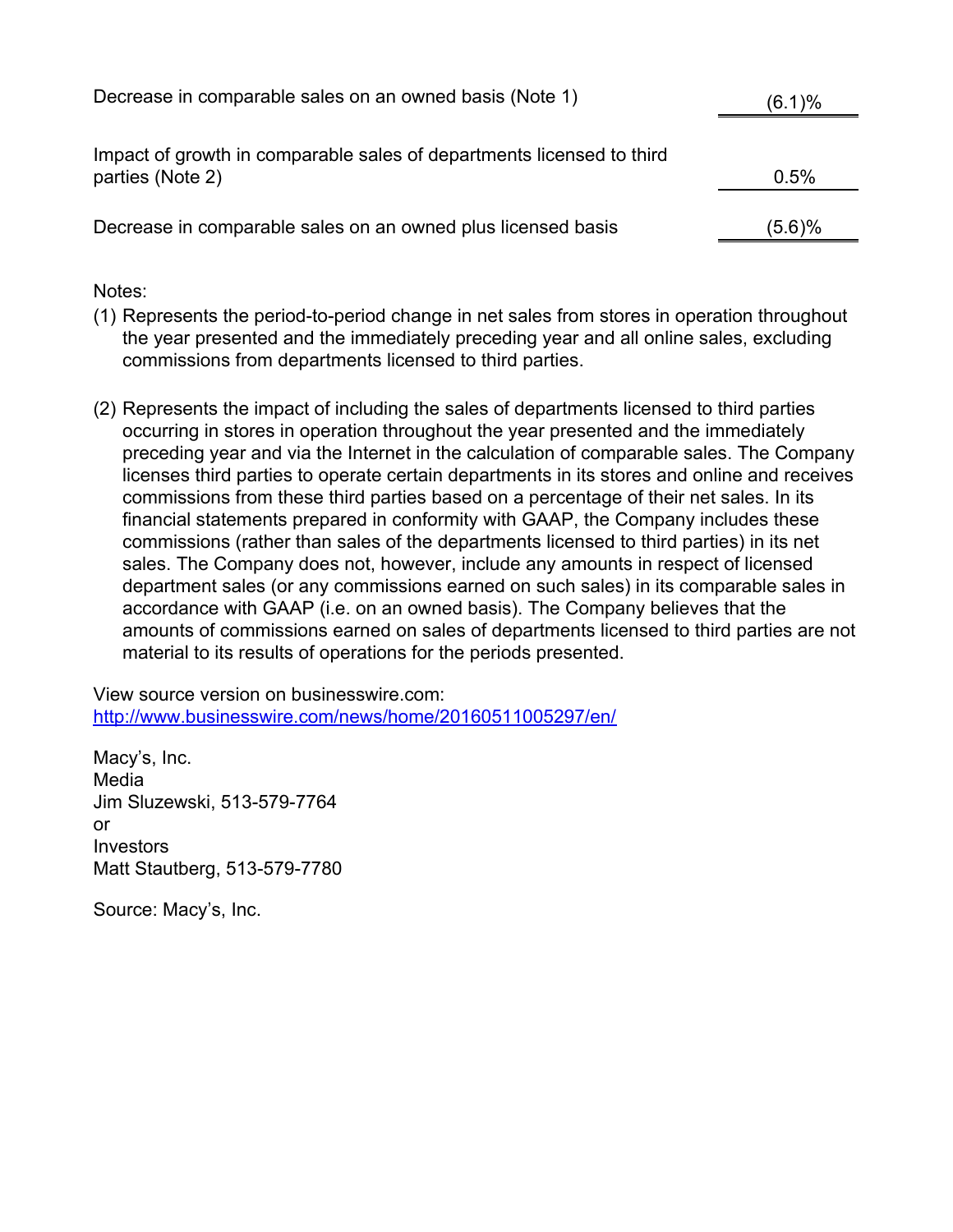| | |
|---|---|
| Decrease in comparable sales on an owned basis (Note 1) | (6.1)% |
| Impact of growth in comparable sales of departments licensed to third parties (Note 2) | 0.5% |
| Decrease in comparable sales on an owned plus licensed basis | (5.6)% |

Notes:

(1) Represents the period-to-period change in net sales from stores in operation throughout the year presented and the immediately preceding year and all online sales, excluding commissions from departments licensed to third parties.

(2) Represents the impact of including the sales of departments licensed to third parties occurring in stores in operation throughout the year presented and the immediately preceding year and via the Internet in the calculation of comparable sales. The Company licenses third parties to operate certain departments in its stores and online and receives commissions from these third parties based on a percentage of their net sales. In its financial statements prepared in conformity with GAAP, the Company includes these commissions (rather than sales of the departments licensed to third parties) in its net sales. The Company does not, however, include any amounts in respect of licensed department sales (or any commissions earned on such sales) in its comparable sales in accordance with GAAP (i.e. on an owned basis). The Company believes that the amounts of commissions earned on sales of departments licensed to third parties are not material to its results of operations for the periods presented.

View source version on businesswire.com:
http://www.businesswire.com/news/home/20160511005297/en/

Macy's, Inc.
Media
Jim Sluzewski, 513-579-7764
or
Investors
Matt Stautberg, 513-579-7780

Source: Macy's, Inc.